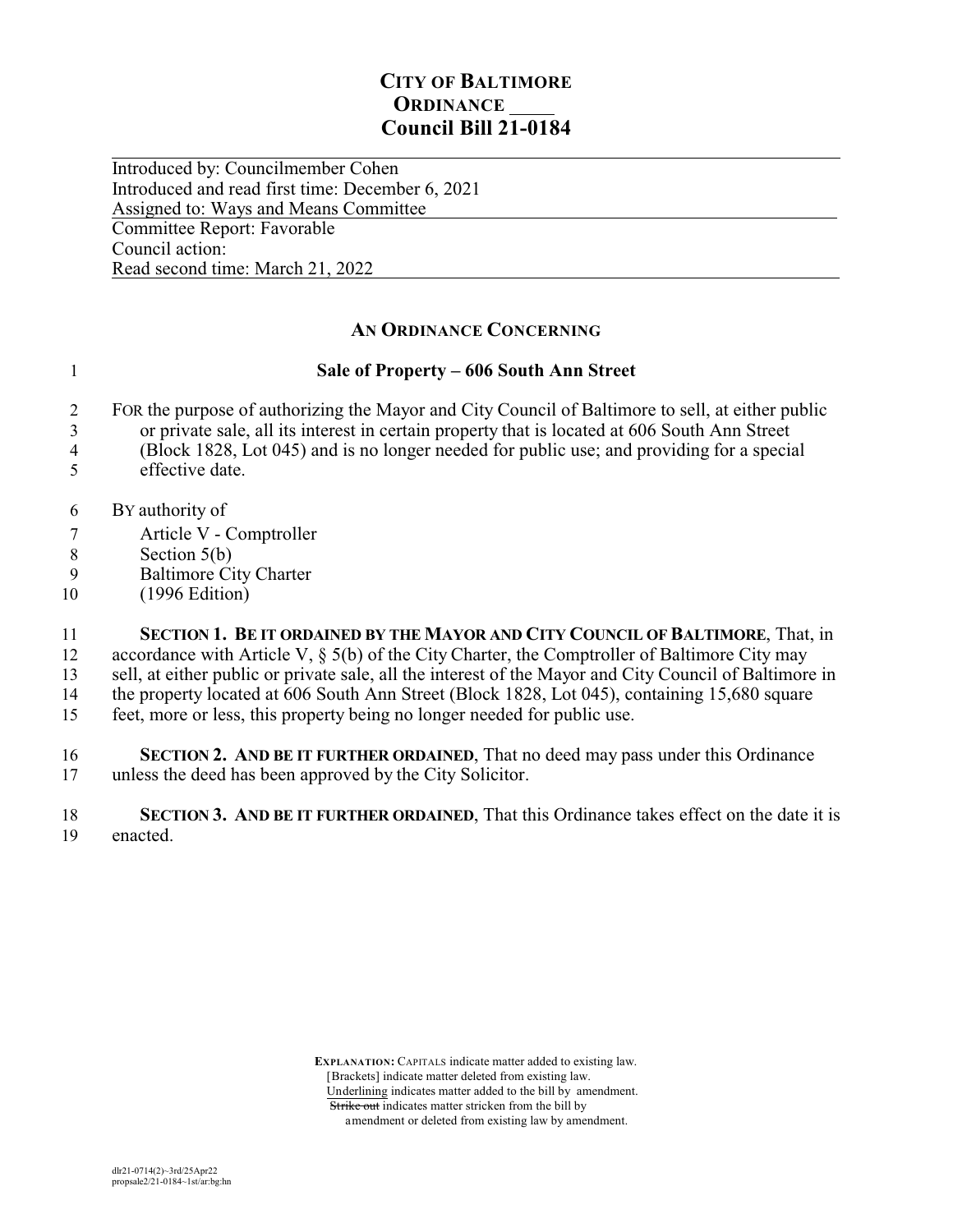# CITY OF BALTIMORE
## ORDINANCE ____
## Council Bill 21-0184

Introduced by: Councilmember Cohen
Introduced and read first time: December 6, 2021
Assigned to: Ways and Means Committee

Committee Report: Favorable
Council action:
Read second time: March 21, 2022

### AN ORDINANCE CONCERNING

**Sale of Property – 606 South Ann Street**

FOR the purpose of authorizing the Mayor and City Council of Baltimore to sell, at either public or private sale, all its interest in certain property that is located at 606 South Ann Street (Block 1828, Lot 045) and is no longer needed for public use; and providing for a special effective date.

BY authority of
Article V - Comptroller
Section 5(b)
Baltimore City Charter
(1996 Edition)

**SECTION 1. BE IT ORDAINED BY THE MAYOR AND CITY COUNCIL OF BALTIMORE**, That, in accordance with Article V, § 5(b) of the City Charter, the Comptroller of Baltimore City may sell, at either public or private sale, all the interest of the Mayor and City Council of Baltimore in the property located at 606 South Ann Street (Block 1828, Lot 045), containing 15,680 square feet, more or less, this property being no longer needed for public use.

**SECTION 2. AND BE IT FURTHER ORDAINED**, That no deed may pass under this Ordinance unless the deed has been approved by the City Solicitor.

**SECTION 3. AND BE IT FURTHER ORDAINED**, That this Ordinance takes effect on the date it is enacted.

**EXPLANATION:** CAPITALS indicate matter added to existing law.
[Brackets] indicate matter deleted from existing law.
Underlining indicates matter added to the bill by amendment.
~~Strike out~~ indicates matter stricken from the bill by amendment or deleted from existing law by amendment.

dlr21-0714(2)~3rd/25Apr22
propsale2/21-0184~1st/ar:bg:hn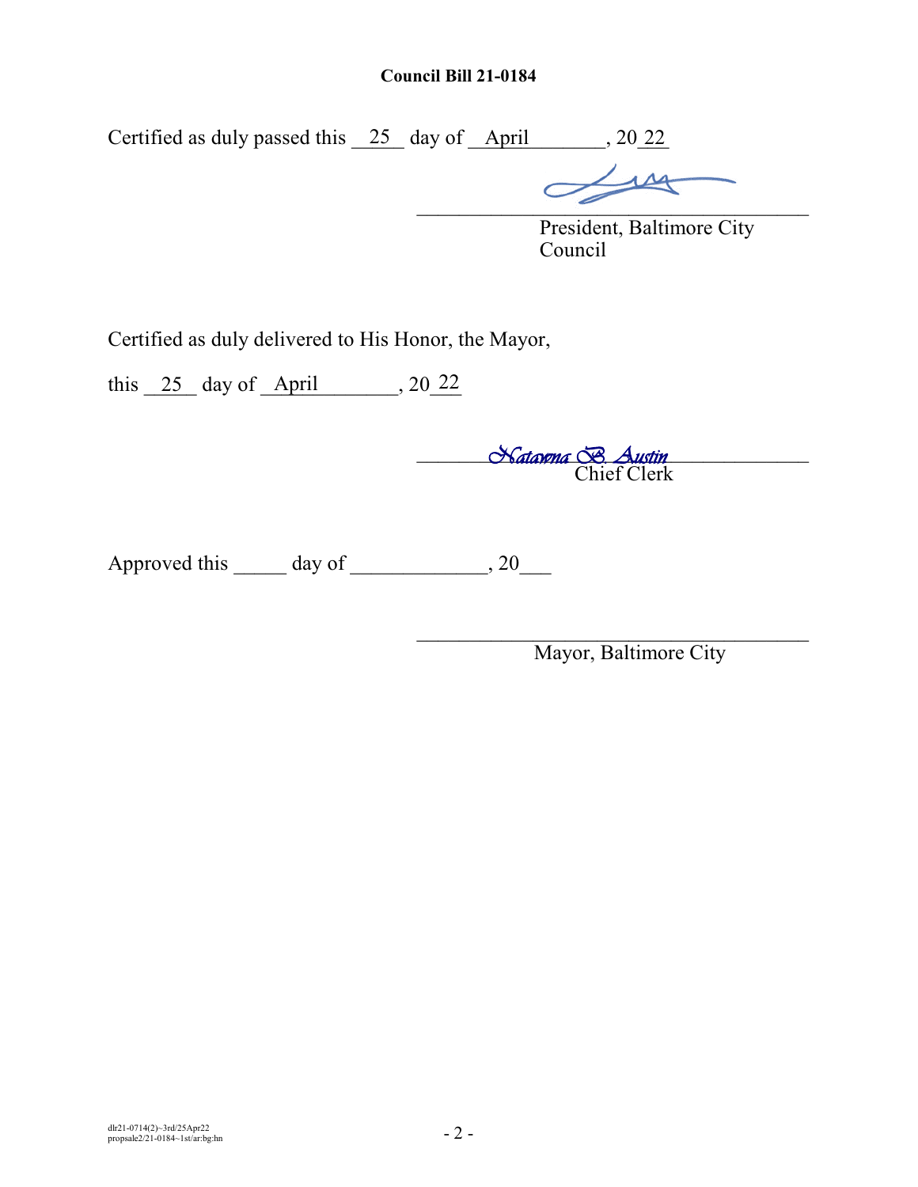**Council Bill 21-0184**

Certified as duly passed this \_\_25\_\_ day of \_\_April\_\_\_\_\_\_\_\_, 20\_22\_

\_\_\_\_\_\_\_\_\_\_\_\_\_\_\_\_\_\_\_\_\_\_\_\_\_\_\_\_\_\_\_\_\_\_\_\_

President, Baltimore City Council

Certified as duly delivered to His Honor, the Mayor,

this \_\_25\_\_ day of \_\_April\_\_\_\_\_\_\_\_, 20\_22\_

\_\_\_\_\_\_\_\_Natawna B. Austin\_\_\_\_\_\_\_\_

Chief Clerk

Approved this \_\_\_\_\_ day of \_\_\_\_\_\_\_\_\_\_\_\_\_, 20\_\_\_

\_\_\_\_\_\_\_\_\_\_\_\_\_\_\_\_\_\_\_\_\_\_\_\_\_\_\_\_\_\_\_\_\_\_\_\_

Mayor, Baltimore City

dlr21-0714(2)~3rd/25Apr22
propsale2/21-0184~1st/ar:bg:hn